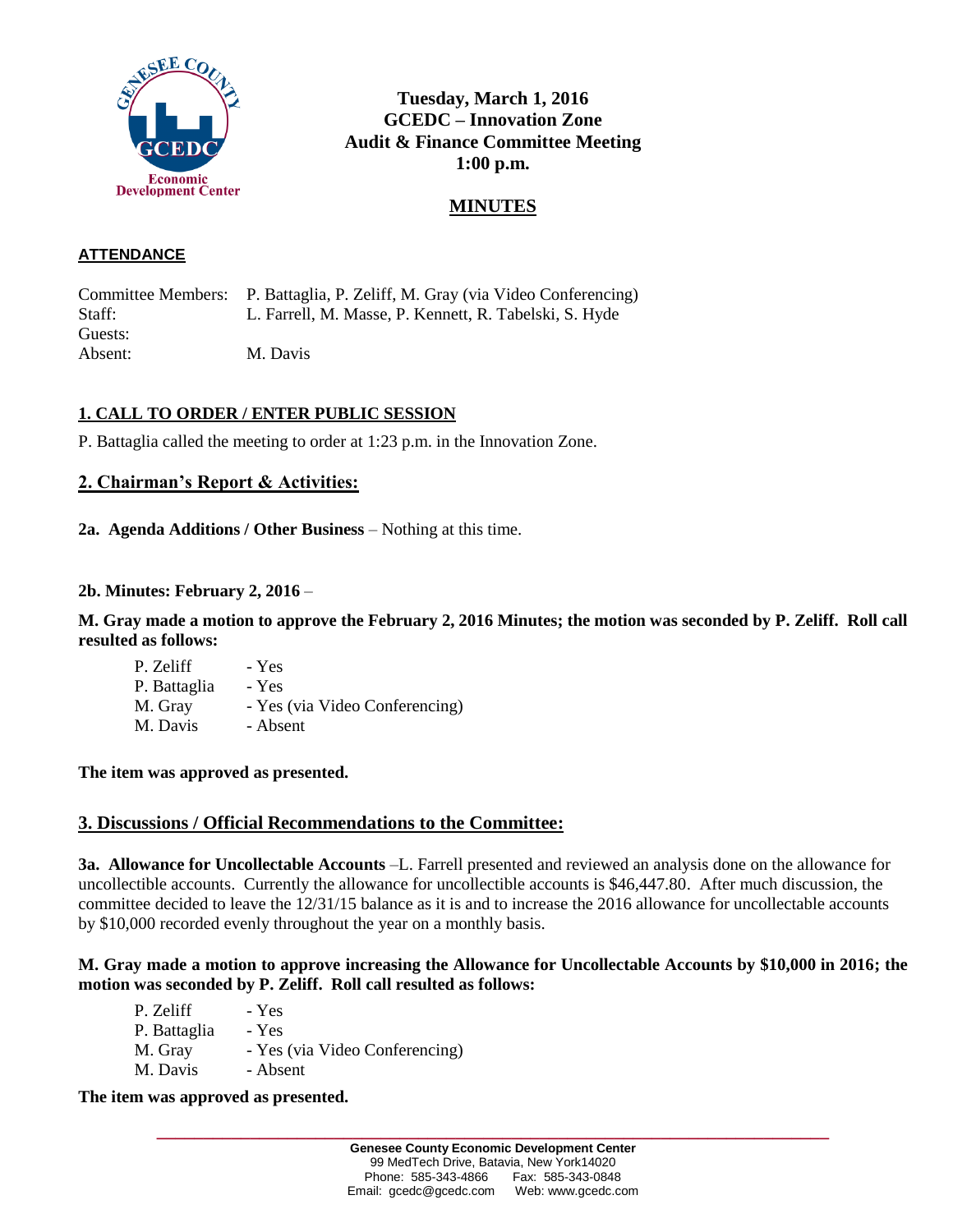**Tuesday, March 1, 2016**
**GCEDC – Innovation Zone**
**Audit & Finance Committee Meeting**
**1:00 p.m.**

## MINUTES

### ATTENDANCE

Committee Members: P. Battaglia, P. Zeliff, M. Gray (via Video Conferencing)
Staff: L. Farrell, M. Masse, P. Kennett, R. Tabelski, S. Hyde
Guests:
Absent: M. Davis

### 1. CALL TO ORDER / ENTER PUBLIC SESSION

P. Battaglia called the meeting to order at 1:23 p.m. in the Innovation Zone.

### 2. Chairman's Report & Activities:

**2a. Agenda Additions / Other Business** – Nothing at this time.

**2b. Minutes: February 2, 2016** –

**M. Gray made a motion to approve the February 2, 2016 Minutes; the motion was seconded by P. Zeliff. Roll call resulted as follows:**

P. Zeliff - Yes
P. Battaglia - Yes
M. Gray - Yes (via Video Conferencing)
M. Davis - Absent

**The item was approved as presented.**

### 3. Discussions / Official Recommendations to the Committee:

**3a. Allowance for Uncollectable Accounts** –L. Farrell presented and reviewed an analysis done on the allowance for uncollectible accounts. Currently the allowance for uncollectible accounts is $46,447.80. After much discussion, the committee decided to leave the 12/31/15 balance as it is and to increase the 2016 allowance for uncollectable accounts by $10,000 recorded evenly throughout the year on a monthly basis.

**M. Gray made a motion to approve increasing the Allowance for Uncollectable Accounts by $10,000 in 2016; the motion was seconded by P. Zeliff. Roll call resulted as follows:**

P. Zeliff - Yes
P. Battaglia - Yes
M. Gray - Yes (via Video Conferencing)
M. Davis - Absent

**The item was approved as presented.**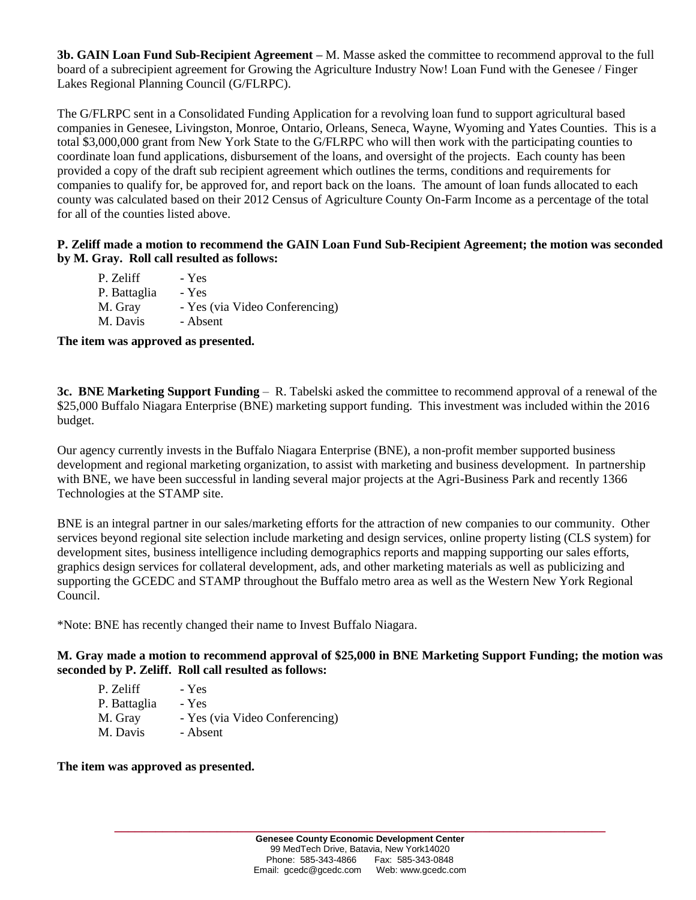**3b. GAIN Loan Fund Sub-Recipient Agreement –** M. Masse asked the committee to recommend approval to the full board of a subrecipient agreement for Growing the Agriculture Industry Now! Loan Fund with the Genesee / Finger Lakes Regional Planning Council (G/FLRPC).

The G/FLRPC sent in a Consolidated Funding Application for a revolving loan fund to support agricultural based companies in Genesee, Livingston, Monroe, Ontario, Orleans, Seneca, Wayne, Wyoming and Yates Counties. This is a total $3,000,000 grant from New York State to the G/FLRPC who will then work with the participating counties to coordinate loan fund applications, disbursement of the loans, and oversight of the projects. Each county has been provided a copy of the draft sub recipient agreement which outlines the terms, conditions and requirements for companies to qualify for, be approved for, and report back on the loans. The amount of loan funds allocated to each county was calculated based on their 2012 Census of Agriculture County On-Farm Income as a percentage of the total for all of the counties listed above.

**P. Zeliff made a motion to recommend the GAIN Loan Fund Sub-Recipient Agreement; the motion was seconded by M. Gray. Roll call resulted as follows:**

P. Zeliff - Yes
P. Battaglia - Yes
M. Gray - Yes (via Video Conferencing)
M. Davis - Absent

**The item was approved as presented.**

**3c. BNE Marketing Support Funding** – R. Tabelski asked the committee to recommend approval of a renewal of the $25,000 Buffalo Niagara Enterprise (BNE) marketing support funding. This investment was included within the 2016 budget.

Our agency currently invests in the Buffalo Niagara Enterprise (BNE), a non-profit member supported business development and regional marketing organization, to assist with marketing and business development. In partnership with BNE, we have been successful in landing several major projects at the Agri-Business Park and recently 1366 Technologies at the STAMP site.

BNE is an integral partner in our sales/marketing efforts for the attraction of new companies to our community. Other services beyond regional site selection include marketing and design services, online property listing (CLS system) for development sites, business intelligence including demographics reports and mapping supporting our sales efforts, graphics design services for collateral development, ads, and other marketing materials as well as publicizing and supporting the GCEDC and STAMP throughout the Buffalo metro area as well as the Western New York Regional Council.

*Note: BNE has recently changed their name to Invest Buffalo Niagara.

**M. Gray made a motion to recommend approval of $25,000 in BNE Marketing Support Funding; the motion was seconded by P. Zeliff. Roll call resulted as follows:**

P. Zeliff - Yes
P. Battaglia - Yes
M. Gray - Yes (via Video Conferencing)
M. Davis - Absent

**The item was approved as presented.**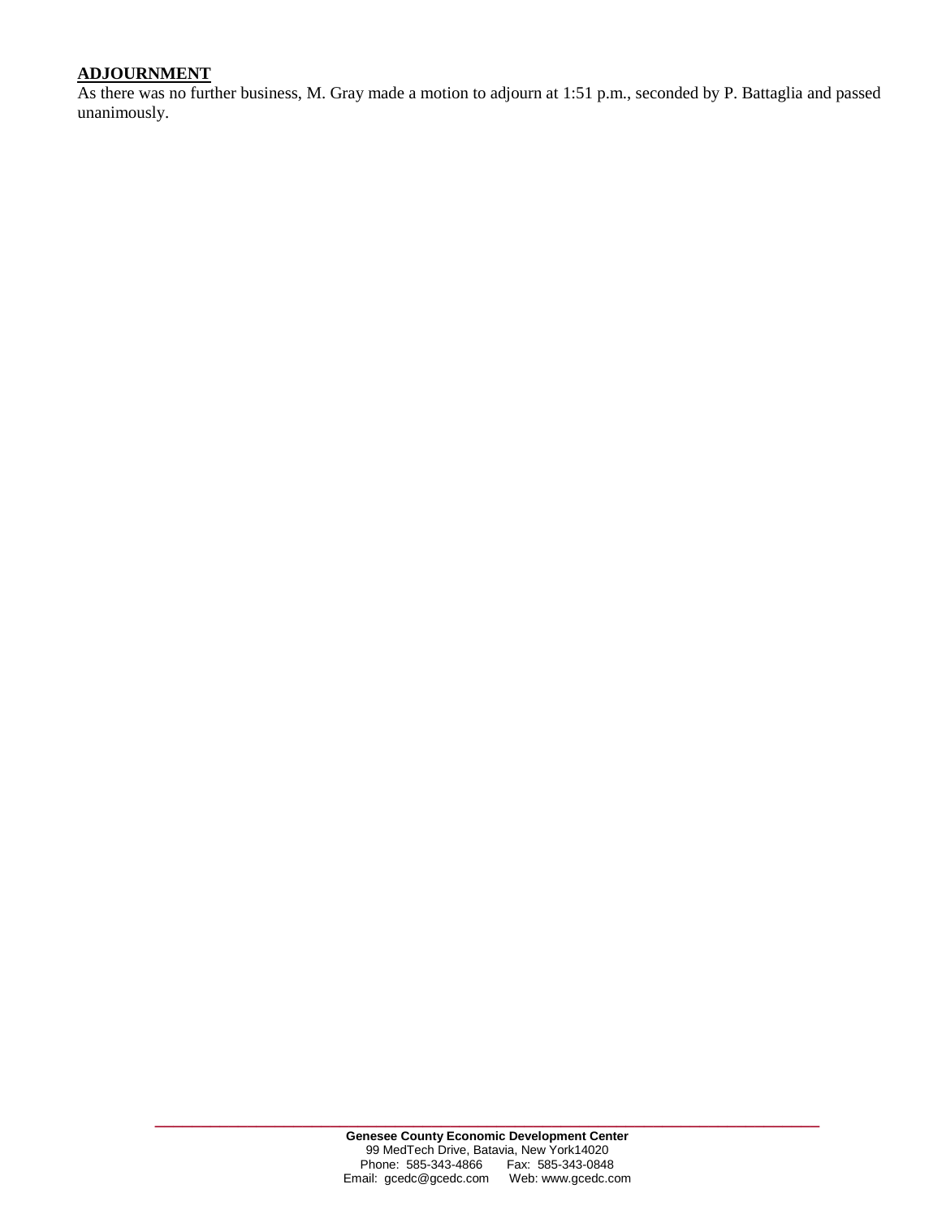**ADJOURNMENT**

As there was no further business, M. Gray made a motion to adjourn at 1:51 p.m., seconded by P. Battaglia and passed unanimously.